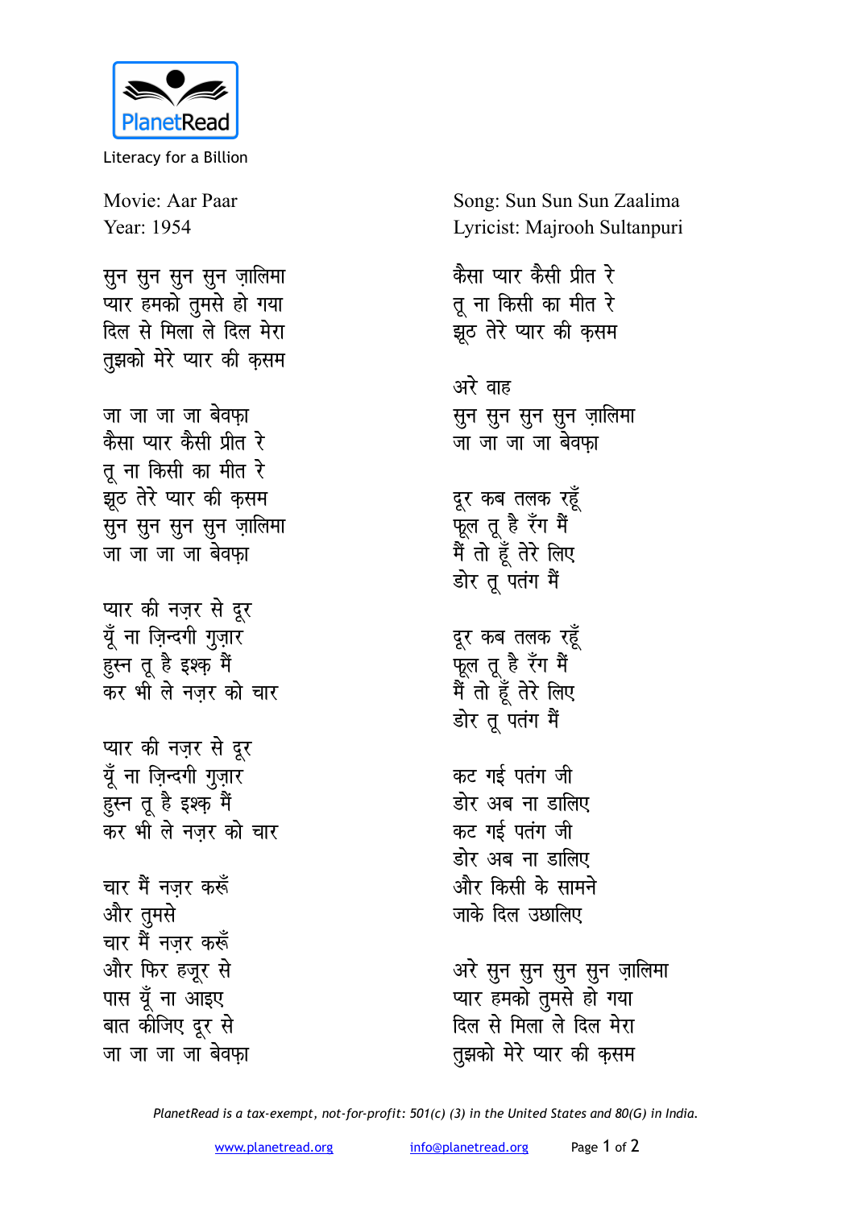PlanetRead

Literacy for a Billion

Movie: Aar Paar
Year: 1954

Song: Sun Sun Sun Zaalima
Lyricist: Majrooh Sultanpuri

सुन सुन सुन सुन ज़ालिमा
प्यार हमको तुमसे हो गया
दिल से मिला ले दिल मेरा
तुझको मेरे प्यार की क़सम

जा जा जा जा बेवफ़ा
कैसा प्यार कैसी प्रीत रे
तू ना किसी का मीत रे
झूठ तेरे प्यार की क़सम
सुन सुन सुन सुन ज़ालिमा
जा जा जा जा बेवफ़ा

प्यार की नज़र से दूर
यूँ ना ज़िन्दगी गुज़ार
हुस्न तू है इश्क़ मैं
कर भी ले नज़र को चार

प्यार की नज़र से दूर
यूँ ना ज़िन्दगी गुज़ार
हुस्न तू है इश्क़ मैं
कर भी ले नज़र को चार

चार मैं नज़र करूँ
और तुमसे
चार मैं नज़र करूँ
और फिर हजूर से
पास यूँ ना आइए
बात कीजिए दूर से
जा जा जा जा बेवफ़ा

कैसा प्यार कैसी प्रीत रे
तू ना किसी का मीत रे
झूठ तेरे प्यार की क़सम

अरे वाह
सुन सुन सुन सुन ज़ालिमा
जा जा जा जा बेवफ़ा

दूर कब तलक रहूँ
फूल तू है रँग मैं
मैं तो हूँ तेरे लिए
डोर तू पतंग मैं

दूर कब तलक रहूँ
फूल तू है रँग मैं
मैं तो हूँ तेरे लिए
डोर तू पतंग मैं

कट गई पतंग जी
डोर अब ना डालिए
कट गई पतंग जी
डोर अब ना डालिए
और किसी के सामने
जाके दिल उछालिए

अरे सुन सुन सुन सुन ज़ालिमा
प्यार हमको तुमसे हो गया
दिल से मिला ले दिल मेरा
तुझको मेरे प्यार की क़सम

*PlanetRead is a tax-exempt, not-for-profit: 501(c) (3) in the United States and 80(G) in India.*

www.planetread.org info@planetread.org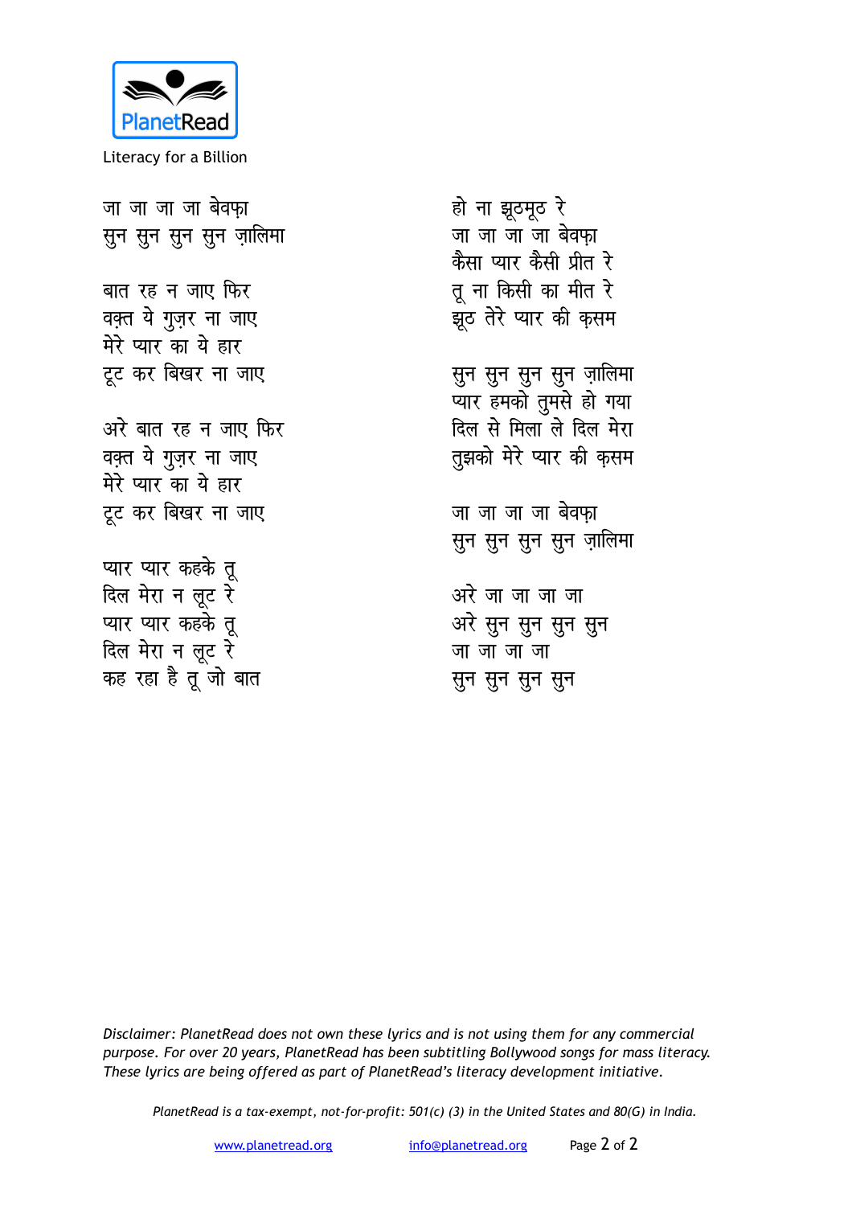PlanetRead

Literacy for a Billion

जा जा जा जा बेवफ़ा
सुन सुन सुन सुन ज़ालिमा

बात रह न जाए फिर
वक़्त ये गुज़र ना जाए
मेरे प्यार का ये हार
टूट कर बिखर ना जाए

अरे बात रह न जाए फिर
वक़्त ये गुज़र ना जाए
मेरे प्यार का ये हार
टूट कर बिखर ना जाए

प्यार प्यार कहके तू
दिल मेरा न लूट रे
प्यार प्यार कहके तू
दिल मेरा न लूट रे
कह रहा है तू जो बात

हो ना झूठमूठ रे
जा जा जा जा बेवफ़ा
कैसा प्यार कैसी प्रीत रे
तू ना किसी का मीत रे
झूठ तेरे प्यार की क़सम

सुन सुन सुन सुन ज़ालिमा
प्यार हमको तुमसे हो गया
दिल से मिला ले दिल मेरा
तुझको मेरे प्यार की क़सम

जा जा जा जा बेवफ़ा
सुन सुन सुन सुन ज़ालिमा

अरे जा जा जा जा
अरे सुन सुन सुन सुन
जा जा जा जा
सुन सुन सुन सुन

*Disclaimer: PlanetRead does not own these lyrics and is not using them for any commercial purpose. For over 20 years, PlanetRead has been subtitling Bollywood songs for mass literacy. These lyrics are being offered as part of PlanetRead's literacy development initiative.*

*PlanetRead is a tax-exempt, not-for-profit: 501(c) (3) in the United States and 80(G) in India.*

www.planetread.org info@planetread.org